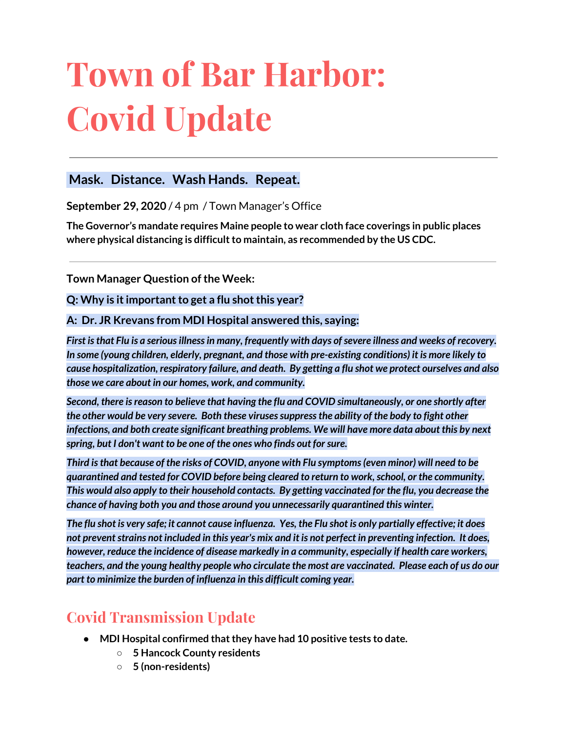# Town of Bar Harbor: Covid Update

---

**Mask. Distance. Wash Hands. Repeat.**

**September 29, 2020** / 4 pm / Town Manager's Office

**The Governor's mandate requires Maine people to wear cloth face coverings in public places where physical distancing is difficult to maintain, as recommended by the US CDC.**

---

**Town Manager Question of the Week:**

**Q: Why is it important to get a flu shot this year?**

**A: Dr. JR Krevans from MDI Hospital answered this, saying:**

***First is that Flu is a serious illness in many, frequently with days of severe illness and weeks of recovery. In some (young children, elderly, pregnant, and those with pre-existing conditions) it is more likely to cause hospitalization, respiratory failure, and death. By getting a flu shot we protect ourselves and also those we care about in our homes, work, and community.***

***Second, there is reason to believe that having the flu and COVID simultaneously, or one shortly after the other would be very severe. Both these viruses suppress the ability of the body to fight other infections, and both create significant breathing problems. We will have more data about this by next spring, but I don't want to be one of the ones who finds out for sure.***

***Third is that because of the risks of COVID, anyone with Flu symptoms (even minor) will need to be quarantined and tested for COVID before being cleared to return to work, school, or the community. This would also apply to their household contacts. By getting vaccinated for the flu, you decrease the chance of having both you and those around you unnecessarily quarantined this winter.***

***The flu shot is very safe; it cannot cause influenza. Yes, the Flu shot is only partially effective; it does not prevent strains not included in this year's mix and it is not perfect in preventing infection. It does, however, reduce the incidence of disease markedly in a community, especially if health care workers, teachers, and the young healthy people who circulate the most are vaccinated. Please each of us do our part to minimize the burden of influenza in this difficult coming year.***

## Covid Transmission Update

- **MDI Hospital confirmed that they have had 10 positive tests to date.**
  - **5 Hancock County residents**
  - **5 (non-residents)**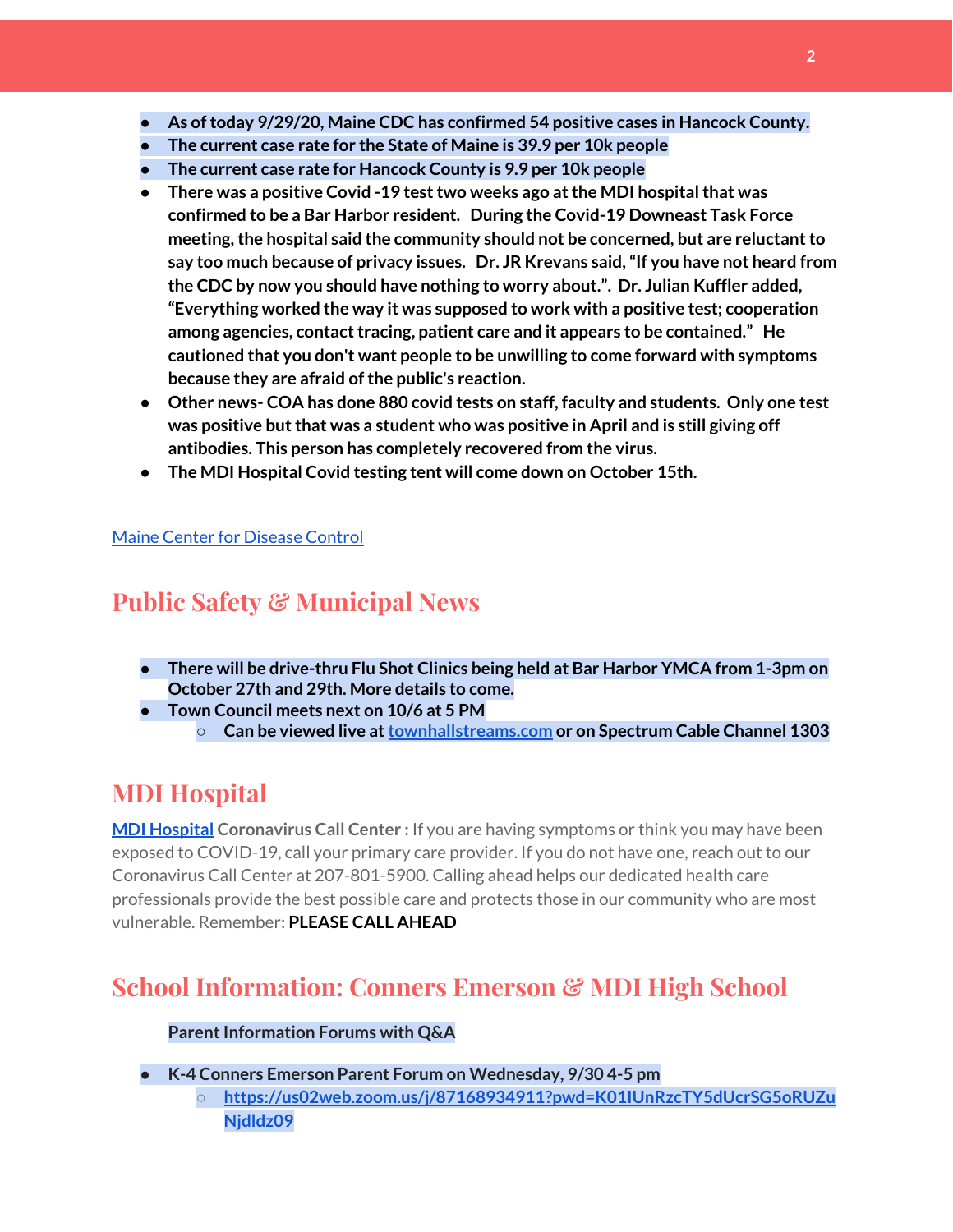- **As of today 9/29/20, Maine CDC has confirmed 54 positive cases in Hancock County.**
- **The current case rate for the State of Maine is 39.9 per 10k people**
- **The current case rate for Hancock County is 9.9 per 10k people**
- **There was a positive Covid -19 test two weeks ago at the MDI hospital that was confirmed to be a Bar Harbor resident. During the Covid-19 Downeast Task Force meeting, the hospital said the community should not be concerned, but are reluctant to say too much because of privacy issues. Dr. JR Krevans said, "If you have not heard from the CDC by now you should have nothing to worry about.". Dr. Julian Kuffler added, "Everything worked the way it was supposed to work with a positive test; cooperation among agencies, contact tracing, patient care and it appears to be contained." He cautioned that you don't want people to be unwilling to come forward with symptoms because they are afraid of the public's reaction.**
- **Other news- COA has done 880 covid tests on staff, faculty and students. Only one test was positive but that was a student who was positive in April and is still giving off antibodies. This person has completely recovered from the virus.**
- **The MDI Hospital Covid testing tent will come down on October 15th.**

[Maine Center for Disease Control](Maine Center for Disease Control)

## Public Safety & Municipal News

- **There will be drive-thru Flu Shot Clinics being held at Bar Harbor YMCA from 1-3pm on October 27th and 29th. More details to come.**
- **Town Council meets next on 10/6 at 5 PM**
  - **Can be viewed live at [townhallstreams.com](townhallstreams.com) or on Spectrum Cable Channel 1303**

## MDI Hospital

**[MDI Hospital](MDI Hospital) Coronavirus Call Center :** If you are having symptoms or think you may have been exposed to COVID-19, call your primary care provider. If you do not have one, reach out to our Coronavirus Call Center at 207-801-5900. Calling ahead helps our dedicated health care professionals provide the best possible care and protects those in our community who are most vulnerable. Remember: **PLEASE CALL AHEAD**

## School Information: Conners Emerson & MDI High School

**Parent Information Forums with Q&A**

- **K-4 Conners Emerson Parent Forum on Wednesday, 9/30 4-5 pm**
  - **[https://us02web.zoom.us/j/87168934911?pwd=K01lUnRzcTY5dUcrSG5oRUZuNjdIdz09](https://us02web.zoom.us/j/87168934911?pwd=K01lUnRzcTY5dUcrSG5oRUZuNjdIdz09)**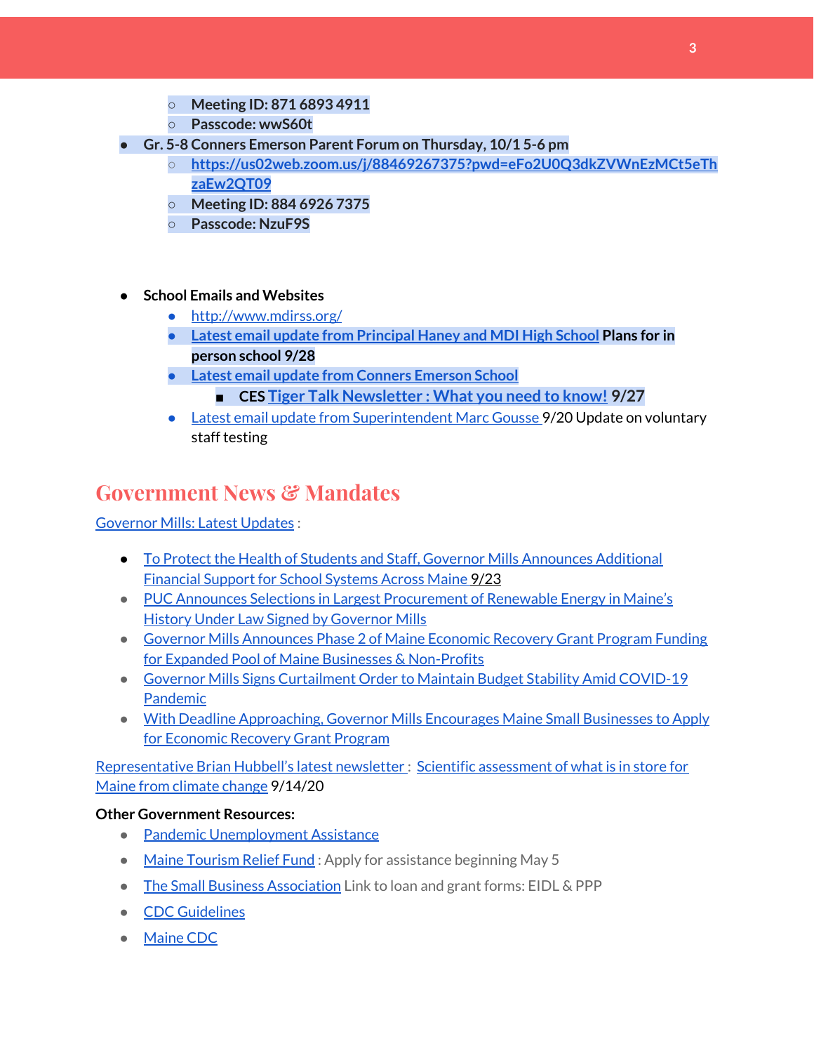- **Meeting ID: 871 6893 4911**
    - **Passcode: wwS60t**
- **Gr. 5-8 Conners Emerson Parent Forum on Thursday, 10/1 5-6 pm**
    - **https://us02web.zoom.us/j/88469267375?pwd=eFo2U0Q3dkZVWnEzMCt5eThzaEw2QT09**
    - **Meeting ID: 884 6926 7375**
    - **Passcode: NzuF9S**

- **School Emails and Websites**
    - http://www.mdirss.org/
    - **Latest email update from Principal Haney and MDI High School Plans for in person school 9/28**
    - **Latest email update from Conners Emerson School**
        - **CES Tiger Talk Newsletter : What you need to know! 9/27**
    - Latest email update from Superintendent Marc Gousse 9/20 Update on voluntary staff testing

## Government News & Mandates

Governor Mills: Latest Updates :

- To Protect the Health of Students and Staff, Governor Mills Announces Additional Financial Support for School Systems Across Maine 9/23
- PUC Announces Selections in Largest Procurement of Renewable Energy in Maine's History Under Law Signed by Governor Mills
- Governor Mills Announces Phase 2 of Maine Economic Recovery Grant Program Funding for Expanded Pool of Maine Businesses & Non-Profits
- Governor Mills Signs Curtailment Order to Maintain Budget Stability Amid COVID-19 Pandemic
- With Deadline Approaching, Governor Mills Encourages Maine Small Businesses to Apply for Economic Recovery Grant Program

Representative Brian Hubbell's latest newsletter : Scientific assessment of what is in store for Maine from climate change 9/14/20

**Other Government Resources:**

- Pandemic Unemployment Assistance
- Maine Tourism Relief Fund : Apply for assistance beginning May 5
- The Small Business Association Link to loan and grant forms: EIDL & PPP
- CDC Guidelines
- Maine CDC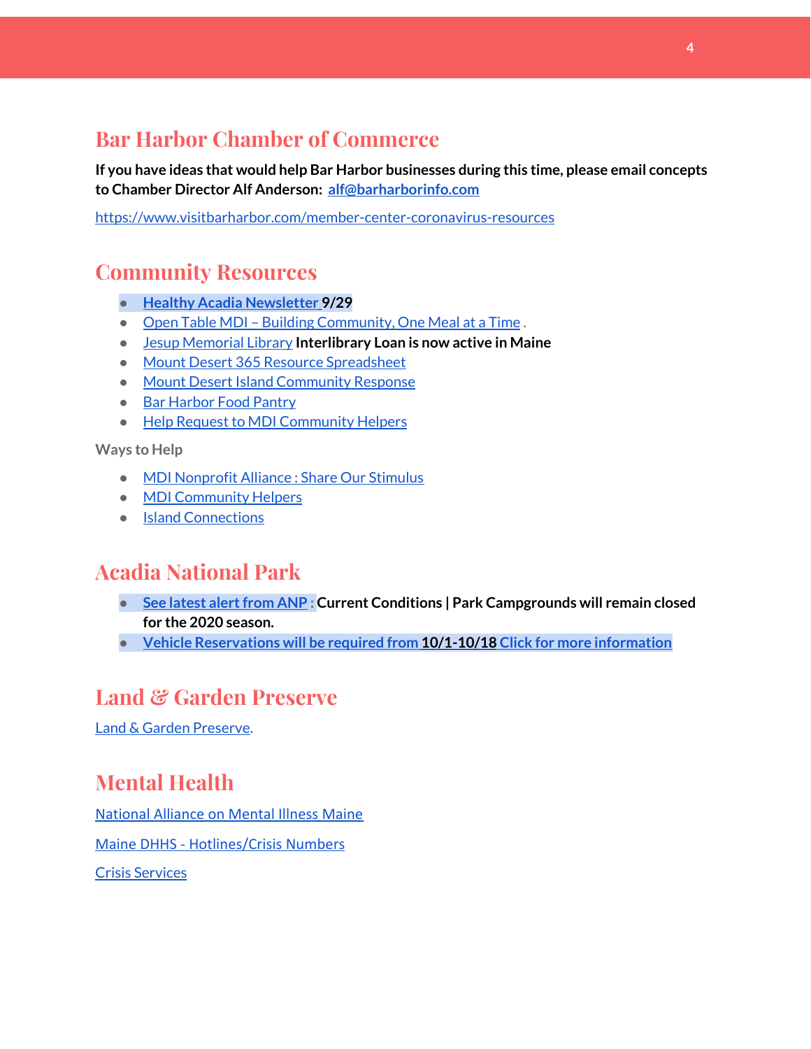## Bar Harbor Chamber of Commerce

**If you have ideas that would help Bar Harbor businesses during this time, please email concepts to Chamber Director Alf Anderson: alf@barharborinfo.com**

https://www.visitbarharbor.com/member-center-coronavirus-resources

## Community Resources

- **Healthy Acadia Newsletter 9/29**
- Open Table MDI – Building Community, One Meal at a Time .
- Jesup Memorial Library **Interlibrary Loan is now active in Maine**
- Mount Desert 365 Resource Spreadsheet
- Mount Desert Island Community Response
- Bar Harbor Food Pantry
- Help Request to MDI Community Helpers

**Ways to Help**

- MDI Nonprofit Alliance : Share Our Stimulus
- MDI Community Helpers
- Island Connections

## Acadia National Park

- **See latest alert from ANP : Current Conditions | Park Campgrounds will remain closed for the 2020 season.**
- **Vehicle Reservations will be required from 10/1-10/18 Click for more information**

## Land & Garden Preserve

Land & Garden Preserve.

## Mental Health

National Alliance on Mental Illness Maine

Maine DHHS - Hotlines/Crisis Numbers

Crisis Services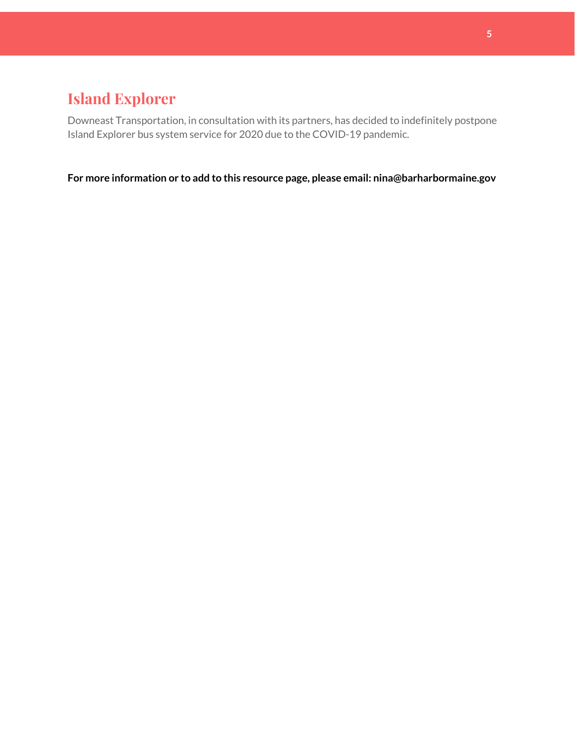## Island Explorer

Downeast Transportation, in consultation with its partners, has decided to indefinitely postpone Island Explorer bus system service for 2020 due to the COVID-19 pandemic.

**For more information or to add to this resource page, please email: nina@barharbormaine.gov**